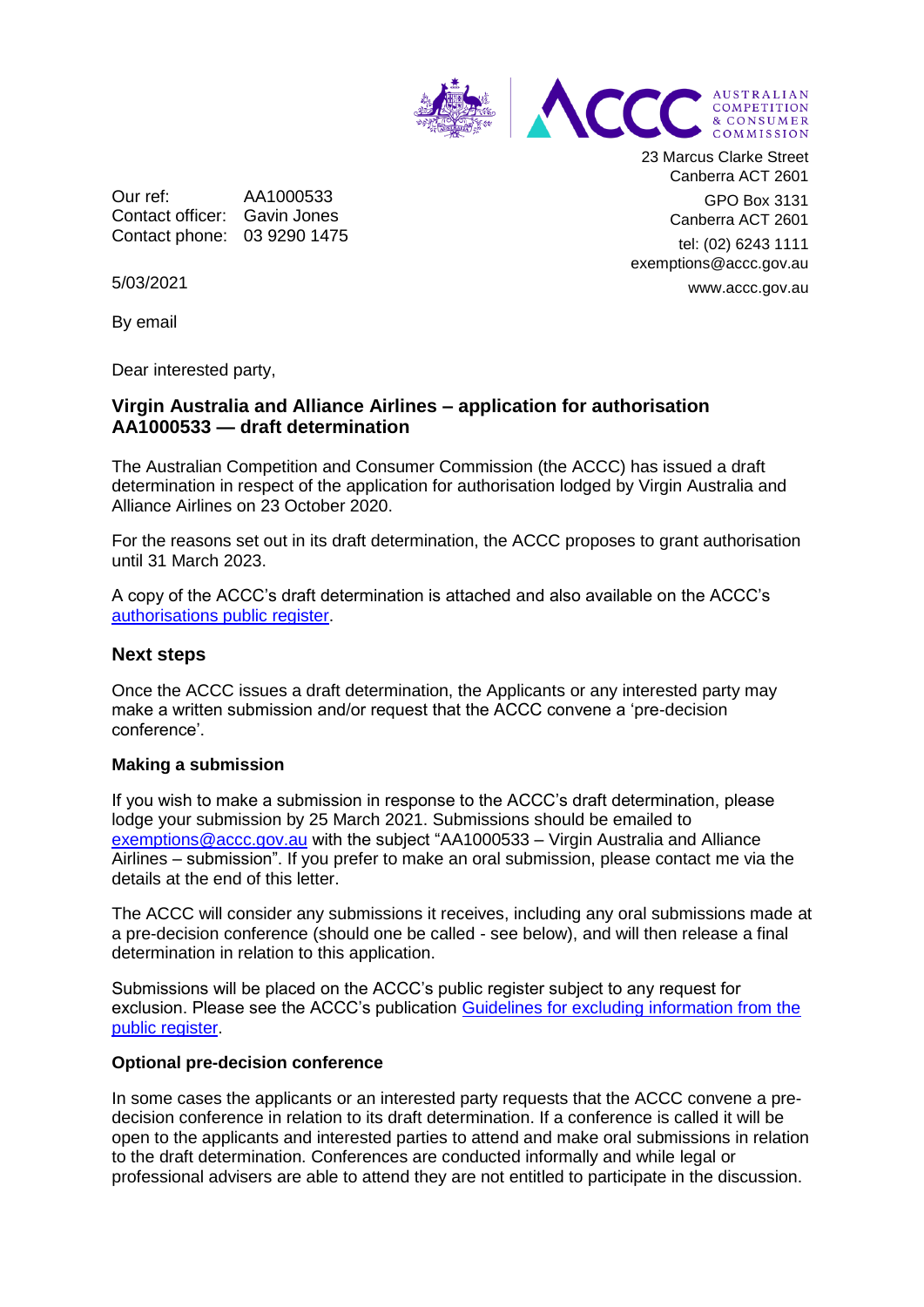AUSTRALIAN COMPETITION & CONSUMER COMMISSION

23 Marcus Clarke Street
Canberra ACT 2601

GPO Box 3131
Canberra ACT 2601

tel: (02) 6243 1111
exemptions@accc.gov.au

www.accc.gov.au

Our ref: AA1000533
Contact officer: Gavin Jones
Contact phone: 03 9290 1475

5/03/2021

By email

Dear interested party,

**Virgin Australia and Alliance Airlines – application for authorisation AA1000533 — draft determination**

The Australian Competition and Consumer Commission (the ACCC) has issued a draft determination in respect of the application for authorisation lodged by Virgin Australia and Alliance Airlines on 23 October 2020.

For the reasons set out in its draft determination, the ACCC proposes to grant authorisation until 31 March 2023.

A copy of the ACCC's draft determination is attached and also available on the ACCC's authorisations public register.

## Next steps

Once the ACCC issues a draft determination, the Applicants or any interested party may make a written submission and/or request that the ACCC convene a 'pre-decision conference'.

### Making a submission

If you wish to make a submission in response to the ACCC's draft determination, please lodge your submission by 25 March 2021. Submissions should be emailed to exemptions@accc.gov.au with the subject "AA1000533 – Virgin Australia and Alliance Airlines – submission". If you prefer to make an oral submission, please contact me via the details at the end of this letter.

The ACCC will consider any submissions it receives, including any oral submissions made at a pre-decision conference (should one be called - see below), and will then release a final determination in relation to this application.

Submissions will be placed on the ACCC's public register subject to any request for exclusion. Please see the ACCC's publication Guidelines for excluding information from the public register.

### Optional pre-decision conference

In some cases the applicants or an interested party requests that the ACCC convene a pre-decision conference in relation to its draft determination. If a conference is called it will be open to the applicants and interested parties to attend and make oral submissions in relation to the draft determination. Conferences are conducted informally and while legal or professional advisers are able to attend they are not entitled to participate in the discussion.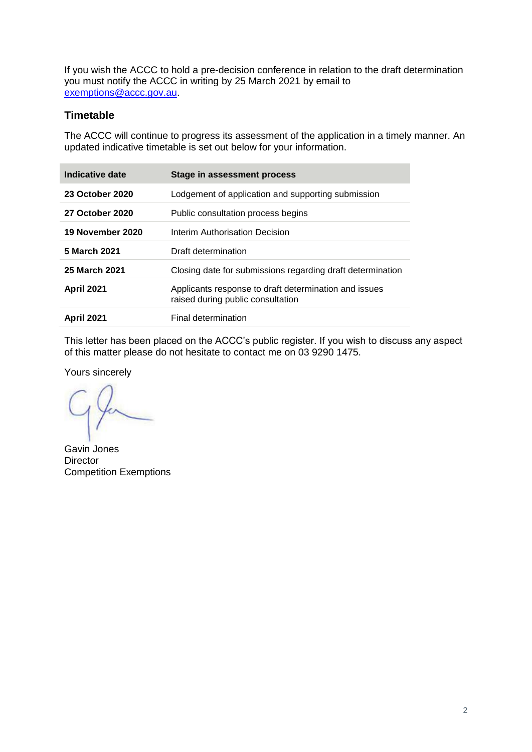If you wish the ACCC to hold a pre-decision conference in relation to the draft determination you must notify the ACCC in writing by 25 March 2021 by email to exemptions@accc.gov.au.

## Timetable

The ACCC will continue to progress its assessment of the application in a timely manner. An updated indicative timetable is set out below for your information.

| Indicative date | Stage in assessment process |
|---|---|
| **23 October 2020** | Lodgement of application and supporting submission |
| **27 October 2020** | Public consultation process begins |
| **19 November 2020** | Interim Authorisation Decision |
| **5 March 2021** | Draft determination |
| **25 March 2021** | Closing date for submissions regarding draft determination |
| **April 2021** | Applicants response to draft determination and issues raised during public consultation |
| **April 2021** | Final determination |

This letter has been placed on the ACCC's public register. If you wish to discuss any aspect of this matter please do not hesitate to contact me on 03 9290 1475.

Yours sincerely

Gavin Jones
Director
Competition Exemptions